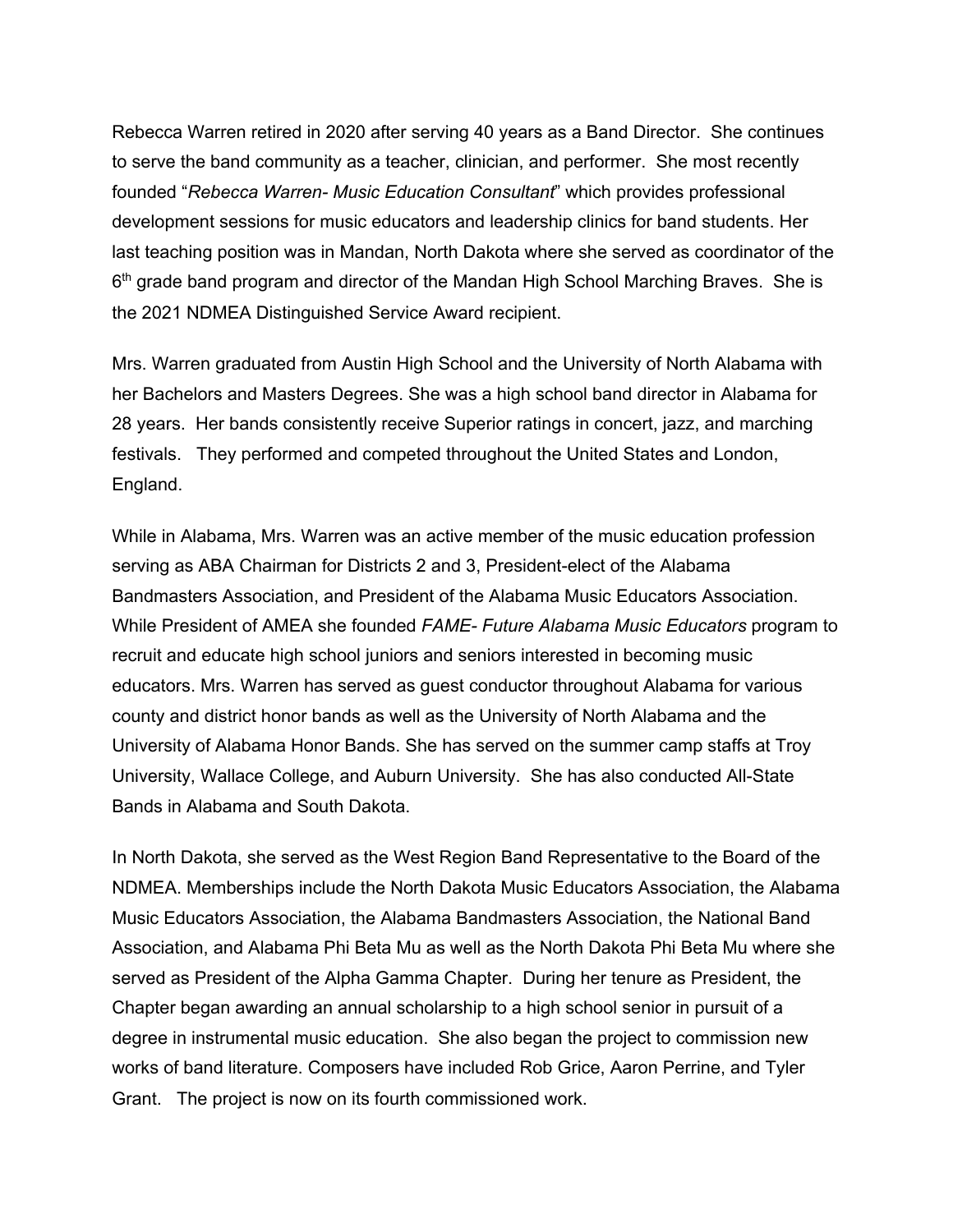Rebecca Warren retired in 2020 after serving 40 years as a Band Director. She continues to serve the band community as a teacher, clinician, and performer. She most recently founded "*Rebecca Warren- Music Education Consultant*" which provides professional development sessions for music educators and leadership clinics for band students. Her last teaching position was in Mandan, North Dakota where she served as coordinator of the 6th grade band program and director of the Mandan High School Marching Braves. She is the 2021 NDMEA Distinguished Service Award recipient.

Mrs. Warren graduated from Austin High School and the University of North Alabama with her Bachelors and Masters Degrees. She was a high school band director in Alabama for 28 years. Her bands consistently receive Superior ratings in concert, jazz, and marching festivals. They performed and competed throughout the United States and London, England.

While in Alabama, Mrs. Warren was an active member of the music education profession serving as ABA Chairman for Districts 2 and 3, President-elect of the Alabama Bandmasters Association, and President of the Alabama Music Educators Association. While President of AMEA she founded *FAME- Future Alabama Music Educators* program to recruit and educate high school juniors and seniors interested in becoming music educators. Mrs. Warren has served as guest conductor throughout Alabama for various county and district honor bands as well as the University of North Alabama and the University of Alabama Honor Bands. She has served on the summer camp staffs at Troy University, Wallace College, and Auburn University. She has also conducted All-State Bands in Alabama and South Dakota.

In North Dakota, she served as the West Region Band Representative to the Board of the NDMEA. Memberships include the North Dakota Music Educators Association, the Alabama Music Educators Association, the Alabama Bandmasters Association, the National Band Association, and Alabama Phi Beta Mu as well as the North Dakota Phi Beta Mu where she served as President of the Alpha Gamma Chapter. During her tenure as President, the Chapter began awarding an annual scholarship to a high school senior in pursuit of a degree in instrumental music education. She also began the project to commission new works of band literature. Composers have included Rob Grice, Aaron Perrine, and Tyler Grant. The project is now on its fourth commissioned work.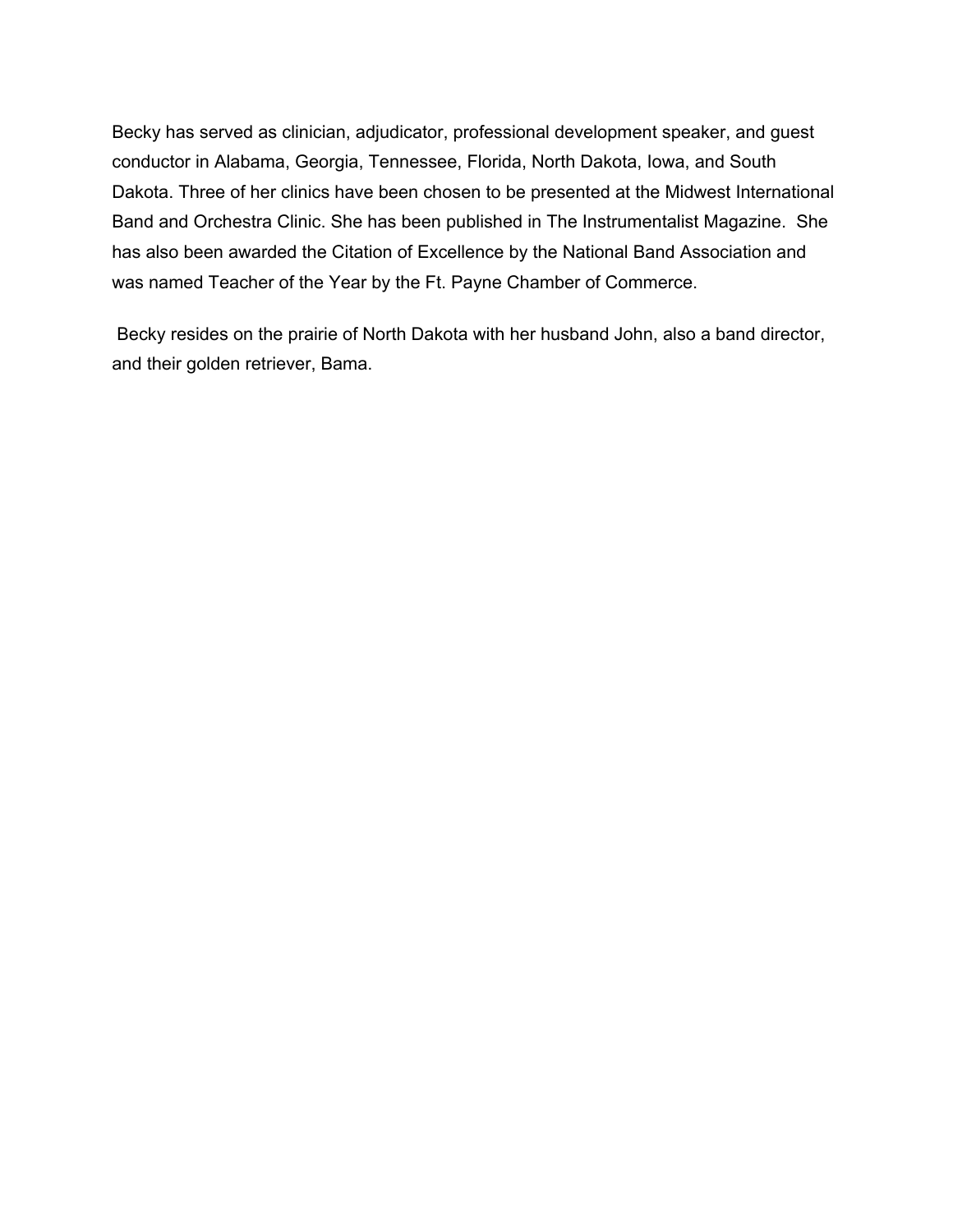Becky has served as clinician, adjudicator, professional development speaker, and guest conductor in Alabama, Georgia, Tennessee, Florida, North Dakota, Iowa, and South Dakota. Three of her clinics have been chosen to be presented at the Midwest International Band and Orchestra Clinic. She has been published in The Instrumentalist Magazine. She has also been awarded the Citation of Excellence by the National Band Association and was named Teacher of the Year by the Ft. Payne Chamber of Commerce.

Becky resides on the prairie of North Dakota with her husband John, also a band director, and their golden retriever, Bama.